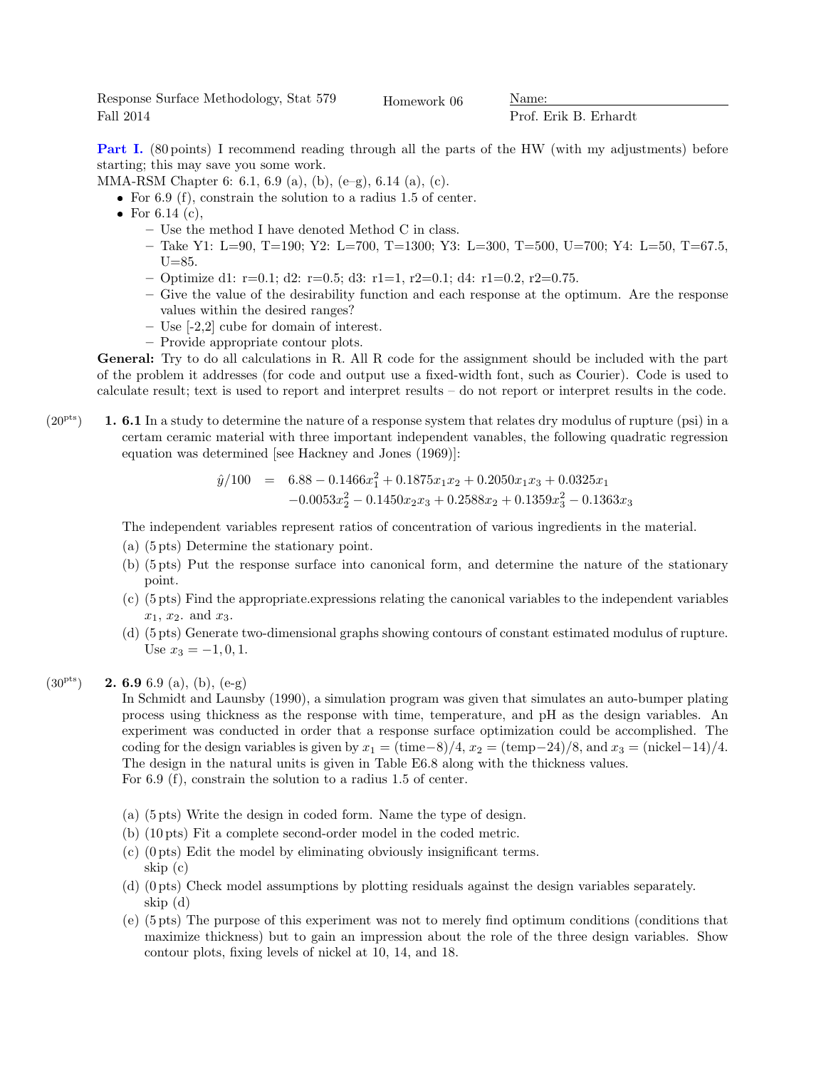Response Surface Methodology, Stat 579 Homework 06 Name: \_\_\_\_\_\_\_\_\_\_\_\_\_\_\_\_\_\_\_\_

Fall 2014 Prof. Erik B. Erhardt

**Part I.** (80 points) I recommend reading through all the parts of the HW (with my adjustments) before starting; this may save you some work.

MMA-RSM Chapter 6: 6.1, 6.9 (a), (b), (e–g), 6.14 (a), (c).

- For 6.9 (f), constrain the solution to a radius 1.5 of center.
- For 6.14 (c),
  - Use the method I have denoted Method C in class.
  - Take Y1: L=90, T=190; Y2: L=700, T=1300; Y3: L=300, T=500, U=700; Y4: L=50, T=67.5, U=85.
  - Optimize d1: r=0.1; d2: r=0.5; d3: r1=1, r2=0.1; d4: r1=0.2, r2=0.75.
  - Give the value of the desirability function and each response at the optimum. Are the response values within the desired ranges?
  - Use [-2,2] cube for domain of interest.
  - Provide appropriate contour plots.

**General:** Try to do all calculations in R. All R code for the assignment should be included with the part of the problem it addresses (for code and output use a fixed-width font, such as Courier). Code is used to calculate result; text is used to report and interpret results – do not report or interpret results in the code.

(20[pts]) **1. 6.1** In a study to determine the nature of a response system that relates dry modulus of rupture (psi) in a certam ceramic material with three important independent vanables, the following quadratic regression equation was determined [see Hackney and Jones (1969)]:

$$\begin{aligned}\hat{y}/100 \;&=\; 6.88 - 0.1466x_1^2 + 0.1875x_1x_2 + 0.2050x_1x_3 + 0.0325x_1 \\ &\quad -0.0053x_2^2 - 0.1450x_2x_3 + 0.2588x_2 + 0.1359x_3^2 - 0.1363x_3\end{aligned}$$

The independent variables represent ratios of concentration of various ingredients in the material.

(a) (5 pts) Determine the stationary point.

(b) (5 pts) Put the response surface into canonical form, and determine the nature of the stationary point.

(c) (5 pts) Find the appropriate.expressions relating the canonical variables to the independent variables $x_1$, $x_2$. and $x_3$.

(d) (5 pts) Generate two-dimensional graphs showing contours of constant estimated modulus of rupture. Use $x_3 = -1, 0, 1$.

(30[pts]) **2. 6.9** 6.9 (a), (b), (e-g)

In Schmidt and Launsby (1990), a simulation program was given that simulates an auto-bumper plating process using thickness as the response with time, temperature, and pH as the design variables. An experiment was conducted in order that a response surface optimization could be accomplished. The coding for the design variables is given by $x_1 = (\text{time}-8)/4$, $x_2 = (\text{temp}-24)/8$, and $x_3 = (\text{nickel}-14)/4$. The design in the natural units is given in Table E6.8 along with the thickness values.

For 6.9 (f), constrain the solution to a radius 1.5 of center.

(a) (5 pts) Write the design in coded form. Name the type of design.

(b) (10 pts) Fit a complete second-order model in the coded metric.

(c) (0 pts) Edit the model by eliminating obviously insignificant terms.
skip (c)

(d) (0 pts) Check model assumptions by plotting residuals against the design variables separately.
skip (d)

(e) (5 pts) The purpose of this experiment was not to merely find optimum conditions (conditions that maximize thickness) but to gain an impression about the role of the three design variables. Show contour plots, fixing levels of nickel at 10, 14, and 18.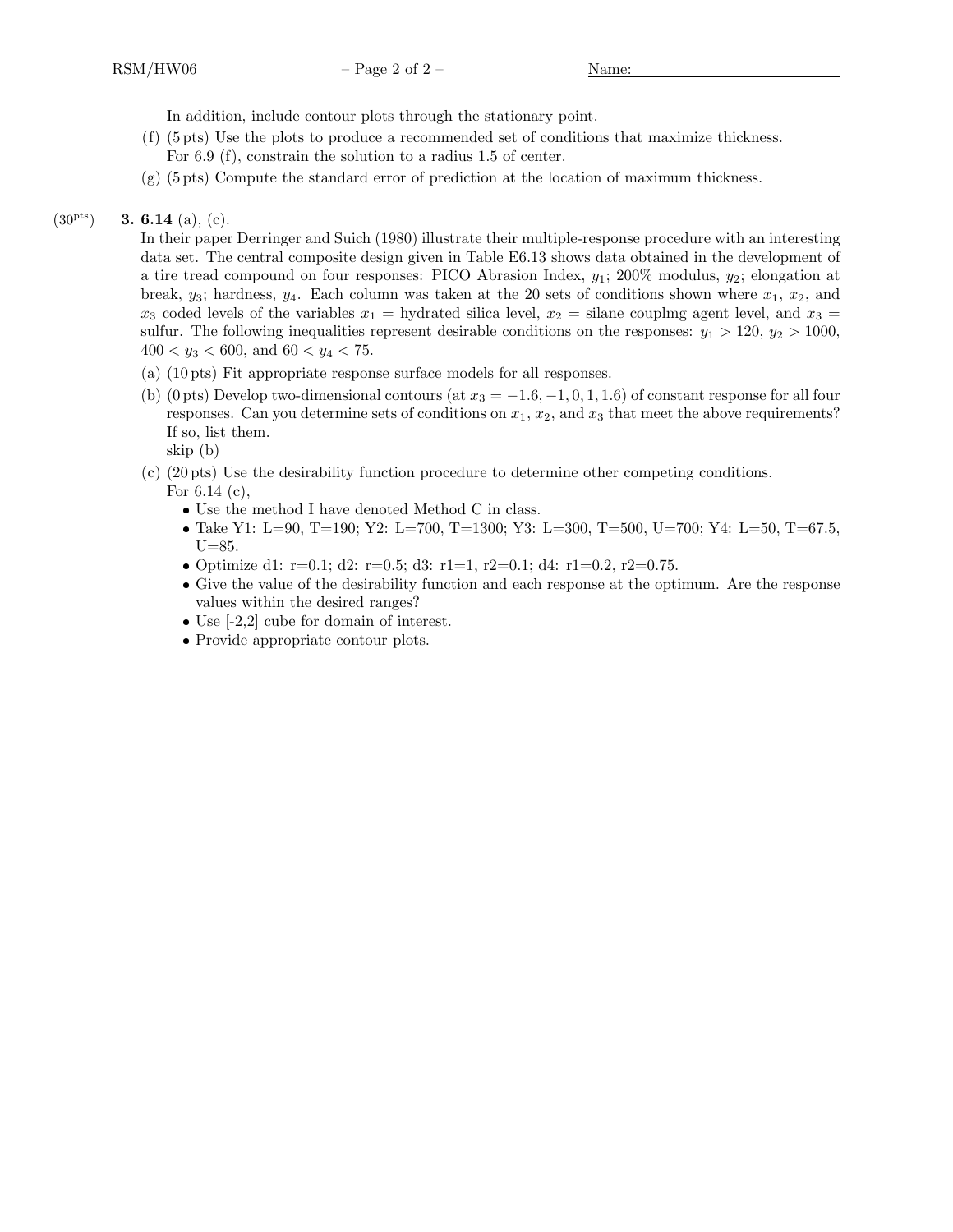In addition, include contour plots through the stationary point.

(f) (5 pts) Use the plots to produce a recommended set of conditions that maximize thickness. For 6.9 (f), constrain the solution to a radius 1.5 of center.

(g) (5 pts) Compute the standard error of prediction at the location of maximum thickness.

(30[pts]) **3. 6.14** (a), (c).

In their paper Derringer and Suich (1980) illustrate their multiple-response procedure with an interesting data set. The central composite design given in Table E6.13 shows data obtained in the development of a tire tread compound on four responses: PICO Abrasion Index, $y_1$; 200% modulus, $y_2$; elongation at break, $y_3$; hardness, $y_4$. Each column was taken at the 20 sets of conditions shown where $x_1$, $x_2$, and $x_3$ coded levels of the variables $x_1$ = hydrated silica level, $x_2$ = silane couplmg agent level, and $x_3$ = sulfur. The following inequalities represent desirable conditions on the responses: $y_1 > 120$, $y_2 > 1000$, $400 < y_3 < 600$, and $60 < y_4 < 75$.

(a) (10 pts) Fit appropriate response surface models for all responses.

(b) (0 pts) Develop two-dimensional contours (at $x_3 = -1.6, -1, 0, 1, 1.6$) of constant response for all four responses. Can you determine sets of conditions on $x_1$, $x_2$, and $x_3$ that meet the above requirements? If so, list them.
skip (b)

(c) (20 pts) Use the desirability function procedure to determine other competing conditions.
For 6.14 (c),

- Use the method I have denoted Method C in class.
- Take Y1: L=90, T=190; Y2: L=700, T=1300; Y3: L=300, T=500, U=700; Y4: L=50, T=67.5, U=85.
- Optimize d1: r=0.1; d2: r=0.5; d3: r1=1, r2=0.1; d4: r1=0.2, r2=0.75.
- Give the value of the desirability function and each response at the optimum. Are the response values within the desired ranges?
- Use [-2,2] cube for domain of interest.
- Provide appropriate contour plots.